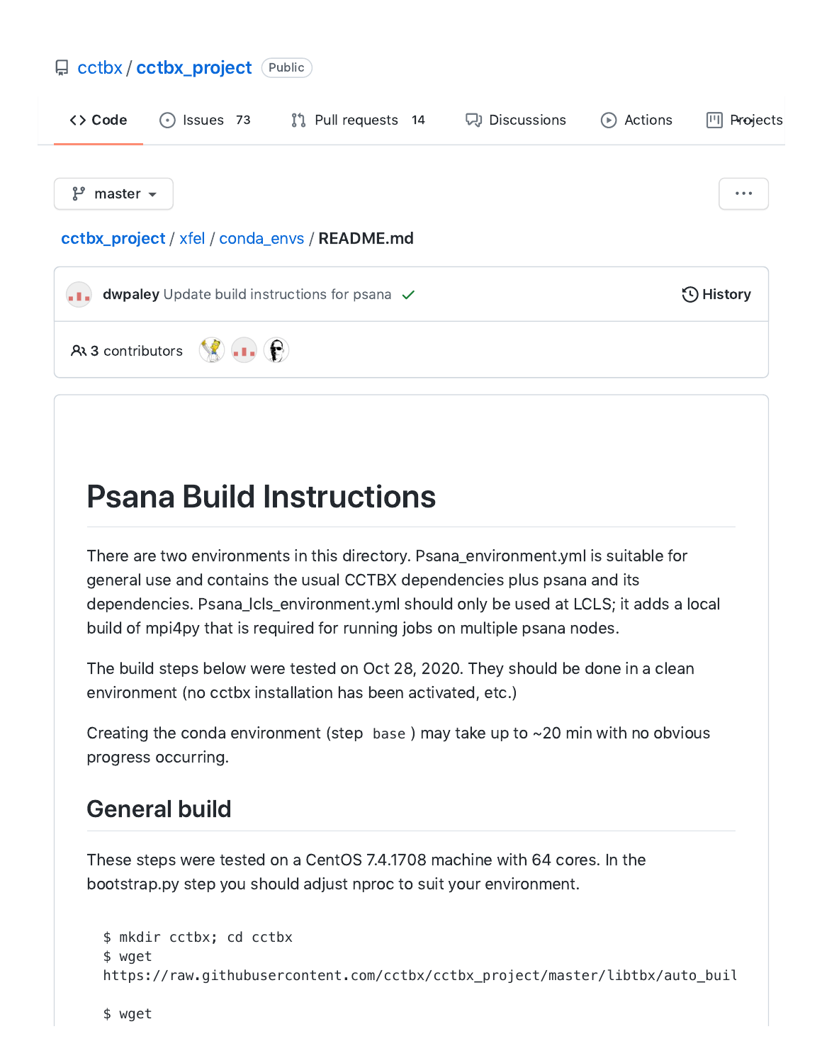cctbx / cctbx_project Public

Code | Issues 73 | Pull requests 14 | Discussions | Actions | Projects

master

cctbx_project / xfel / conda_envs / README.md

dwpaley Update build instructions for psana

History

3 contributors

# Psana Build Instructions

There are two environments in this directory. Psana_environment.yml is suitable for general use and contains the usual CCTBX dependencies plus psana and its dependencies. Psana_lcls_environment.yml should only be used at LCLS; it adds a local build of mpi4py that is required for running jobs on multiple psana nodes.

The build steps below were tested on Oct 28, 2020. They should be done in a clean environment (no cctbx installation has been activated, etc.)

Creating the conda environment (step `base`) may take up to ~20 min with no obvious progress occurring.

## General build

These steps were tested on a CentOS 7.4.1708 machine with 64 cores. In the bootstrap.py step you should adjust nproc to suit your environment.

```
$ mkdir cctbx; cd cctbx
$ wget
https://raw.githubusercontent.com/cctbx/cctbx_project/master/libtbx/auto_buil

$ wget
```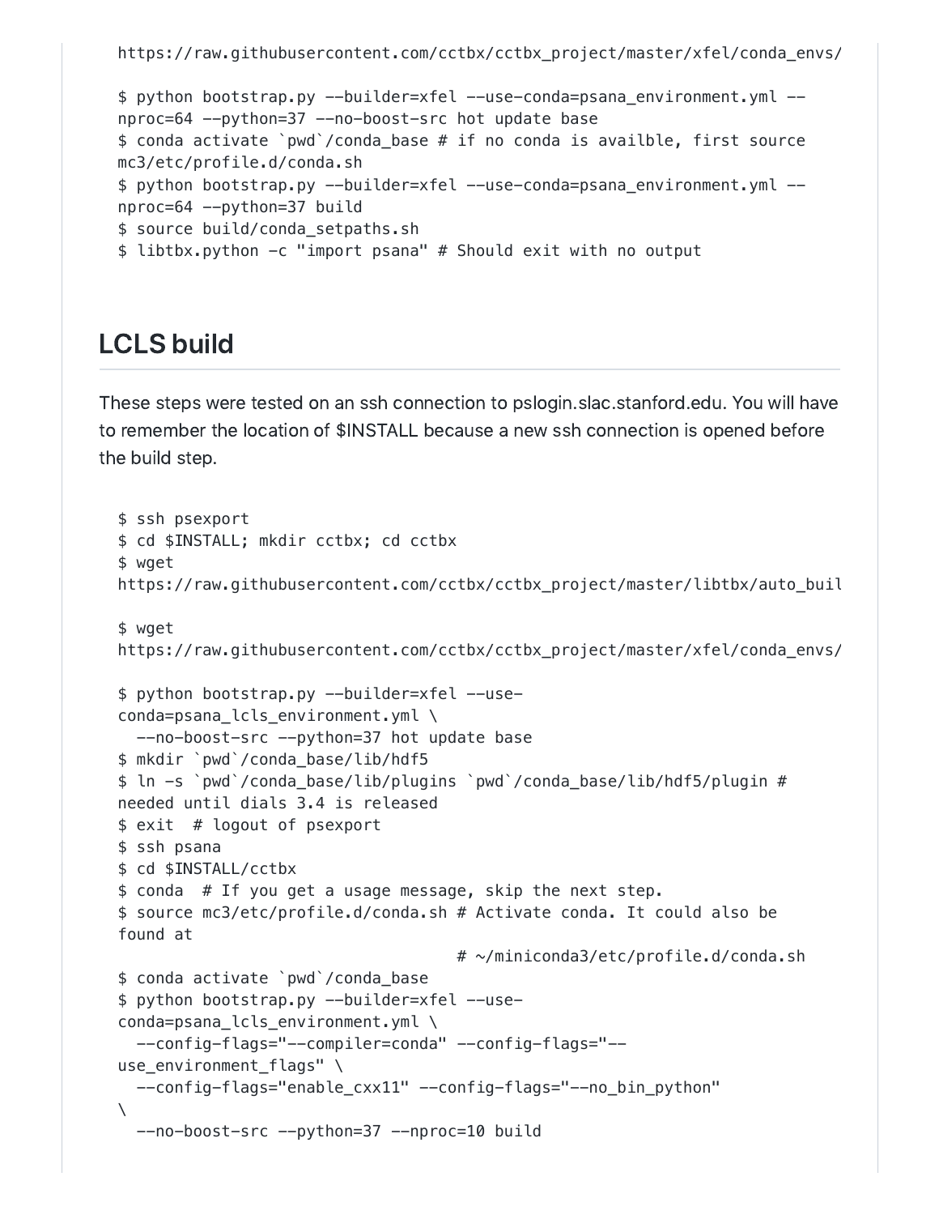```
https://raw.githubusercontent.com/cctbx/cctbx_project/master/xfel/conda_envs/

$ python bootstrap.py --builder=xfel --use-conda=psana_environment.yml --
nproc=64 --python=37 --no-boost-src hot update base
$ conda activate `pwd`/conda_base # if no conda is availble, first source
mc3/etc/profile.d/conda.sh
$ python bootstrap.py --builder=xfel --use-conda=psana_environment.yml --
nproc=64 --python=37 build
$ source build/conda_setpaths.sh
$ libtbx.python -c "import psana" # Should exit with no output
```

## LCLS build

These steps were tested on an ssh connection to pslogin.slac.stanford.edu. You will have to remember the location of $INSTALL because a new ssh connection is opened before the build step.

```
$ ssh psexport
$ cd $INSTALL; mkdir cctbx; cd cctbx
$ wget
https://raw.githubusercontent.com/cctbx/cctbx_project/master/libtbx/auto_buil

$ wget
https://raw.githubusercontent.com/cctbx/cctbx_project/master/xfel/conda_envs/

$ python bootstrap.py --builder=xfel --use-
conda=psana_lcls_environment.yml \
  --no-boost-src --python=37 hot update base
$ mkdir `pwd`/conda_base/lib/hdf5
$ ln -s `pwd`/conda_base/lib/plugins `pwd`/conda_base/lib/hdf5/plugin #
needed until dials 3.4 is released
$ exit  # logout of psexport
$ ssh psana
$ cd $INSTALL/cctbx
$ conda  # If you get a usage message, skip the next step.
$ source mc3/etc/profile.d/conda.sh # Activate conda. It could also be
found at
                                    # ~/miniconda3/etc/profile.d/conda.sh
$ conda activate `pwd`/conda_base
$ python bootstrap.py --builder=xfel --use-
conda=psana_lcls_environment.yml \
  --config-flags="--compiler=conda" --config-flags="--
use_environment_flags" \
  --config-flags="enable_cxx11" --config-flags="--no_bin_python"
\
  --no-boost-src --python=37 --nproc=10 build
```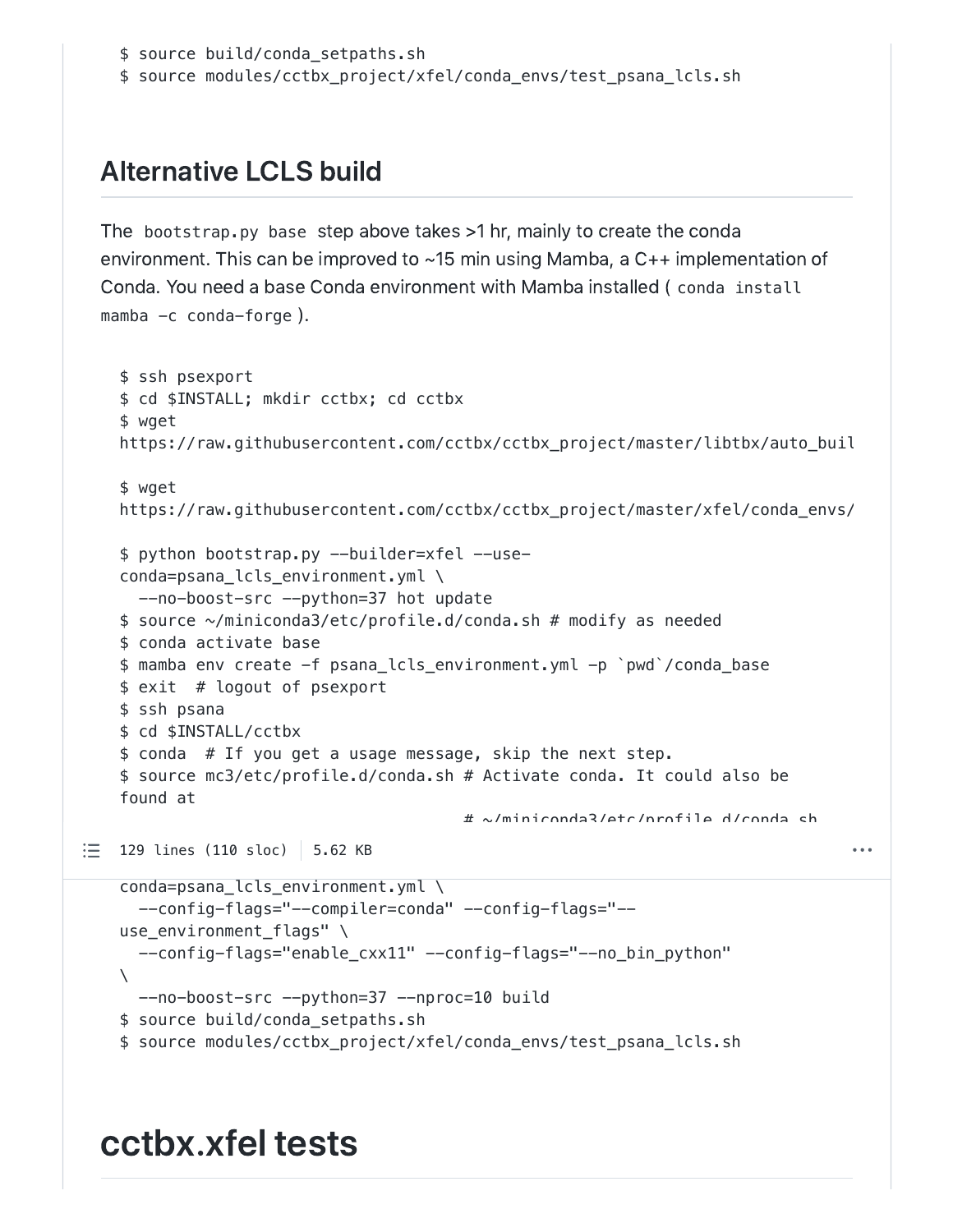```
$ source build/conda_setpaths.sh
$ source modules/cctbx_project/xfel/conda_envs/test_psana_lcls.sh
```

## Alternative LCLS build

The `bootstrap.py base` step above takes >1 hr, mainly to create the conda environment. This can be improved to ~15 min using Mamba, a C++ implementation of Conda. You need a base Conda environment with Mamba installed ( `conda install mamba -c conda-forge` ).

```
$ ssh psexport
$ cd $INSTALL; mkdir cctbx; cd cctbx
$ wget
https://raw.githubusercontent.com/cctbx/cctbx_project/master/libtbx/auto_buil

$ wget
https://raw.githubusercontent.com/cctbx/cctbx_project/master/xfel/conda_envs/

$ python bootstrap.py --builder=xfel --use-
conda=psana_lcls_environment.yml \
  --no-boost-src --python=37 hot update
$ source ~/miniconda3/etc/profile.d/conda.sh # modify as needed
$ conda activate base
$ mamba env create -f psana_lcls_environment.yml -p `pwd`/conda_base
$ exit  # logout of psexport
$ ssh psana
$ cd $INSTALL/cctbx
$ conda  # If you get a usage message, skip the next step.
$ source mc3/etc/profile.d/conda.sh # Activate conda. It could also be
found at
                                    # ~/miniconda3/etc/profile.d/conda.sh
```

129 lines (110 sloc) | 5.62 KB

```
conda=psana_lcls_environment.yml \
  --config-flags="--compiler=conda" --config-flags="--
use_environment_flags" \
  --config-flags="enable_cxx11" --config-flags="--no_bin_python"
\
  --no-boost-src --python=37 --nproc=10 build
$ source build/conda_setpaths.sh
$ source modules/cctbx_project/xfel/conda_envs/test_psana_lcls.sh
```

# cctbx.xfel tests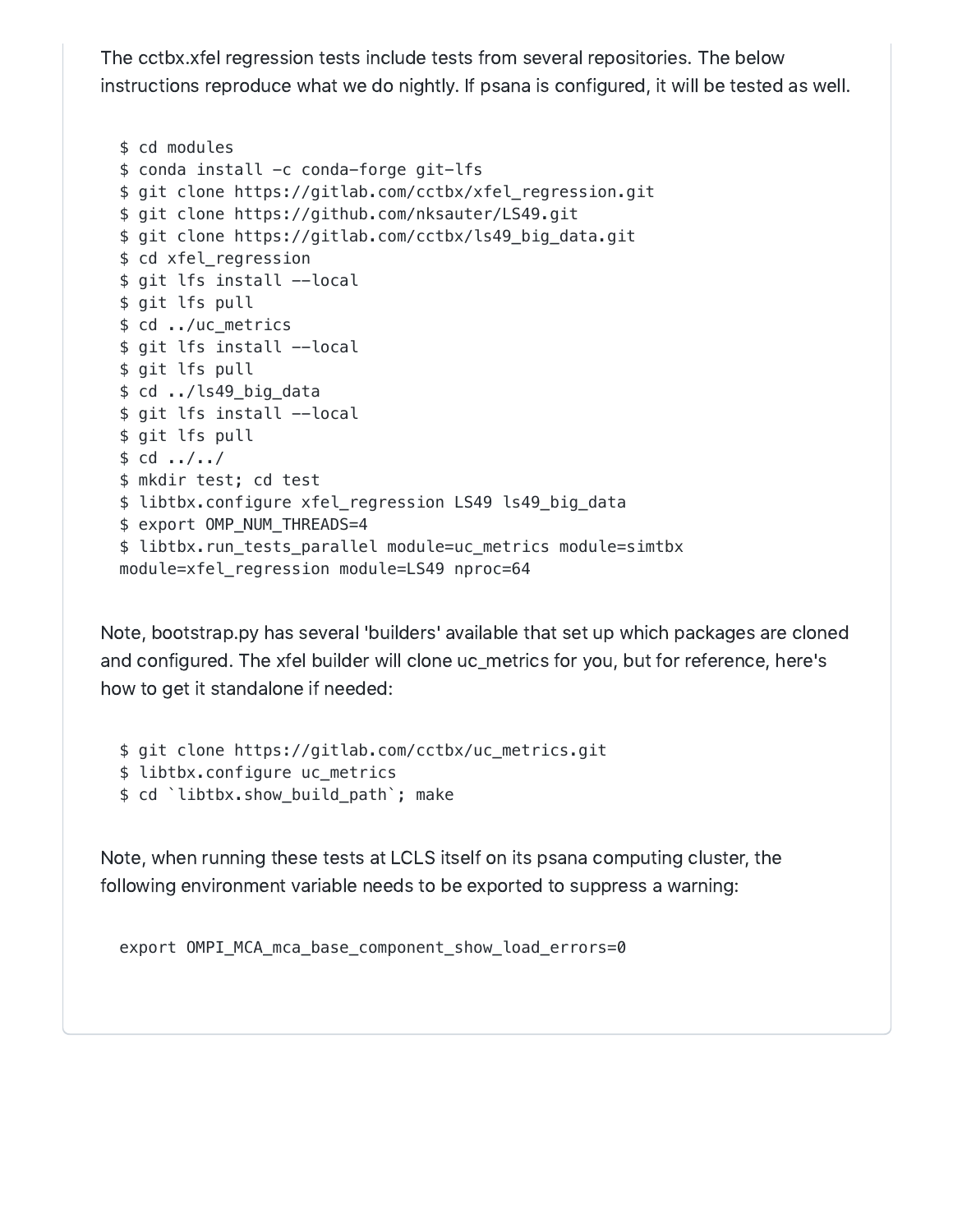The cctbx.xfel regression tests include tests from several repositories. The below instructions reproduce what we do nightly. If psana is configured, it will be tested as well.

```
$ cd modules
$ conda install -c conda-forge git-lfs
$ git clone https://gitlab.com/cctbx/xfel_regression.git
$ git clone https://github.com/nksauter/LS49.git
$ git clone https://gitlab.com/cctbx/ls49_big_data.git
$ cd xfel_regression
$ git lfs install --local
$ git lfs pull
$ cd ../uc_metrics
$ git lfs install --local
$ git lfs pull
$ cd ../ls49_big_data
$ git lfs install --local
$ git lfs pull
$ cd ../../
$ mkdir test; cd test
$ libtbx.configure xfel_regression LS49 ls49_big_data
$ export OMP_NUM_THREADS=4
$ libtbx.run_tests_parallel module=uc_metrics module=simtbx
module=xfel_regression module=LS49 nproc=64
```

Note, bootstrap.py has several 'builders' available that set up which packages are cloned and configured. The xfel builder will clone uc_metrics for you, but for reference, here's how to get it standalone if needed:

```
$ git clone https://gitlab.com/cctbx/uc_metrics.git
$ libtbx.configure uc_metrics
$ cd `libtbx.show_build_path`; make
```

Note, when running these tests at LCLS itself on its psana computing cluster, the following environment variable needs to be exported to suppress a warning:

```
export OMPI_MCA_mca_base_component_show_load_errors=0
```